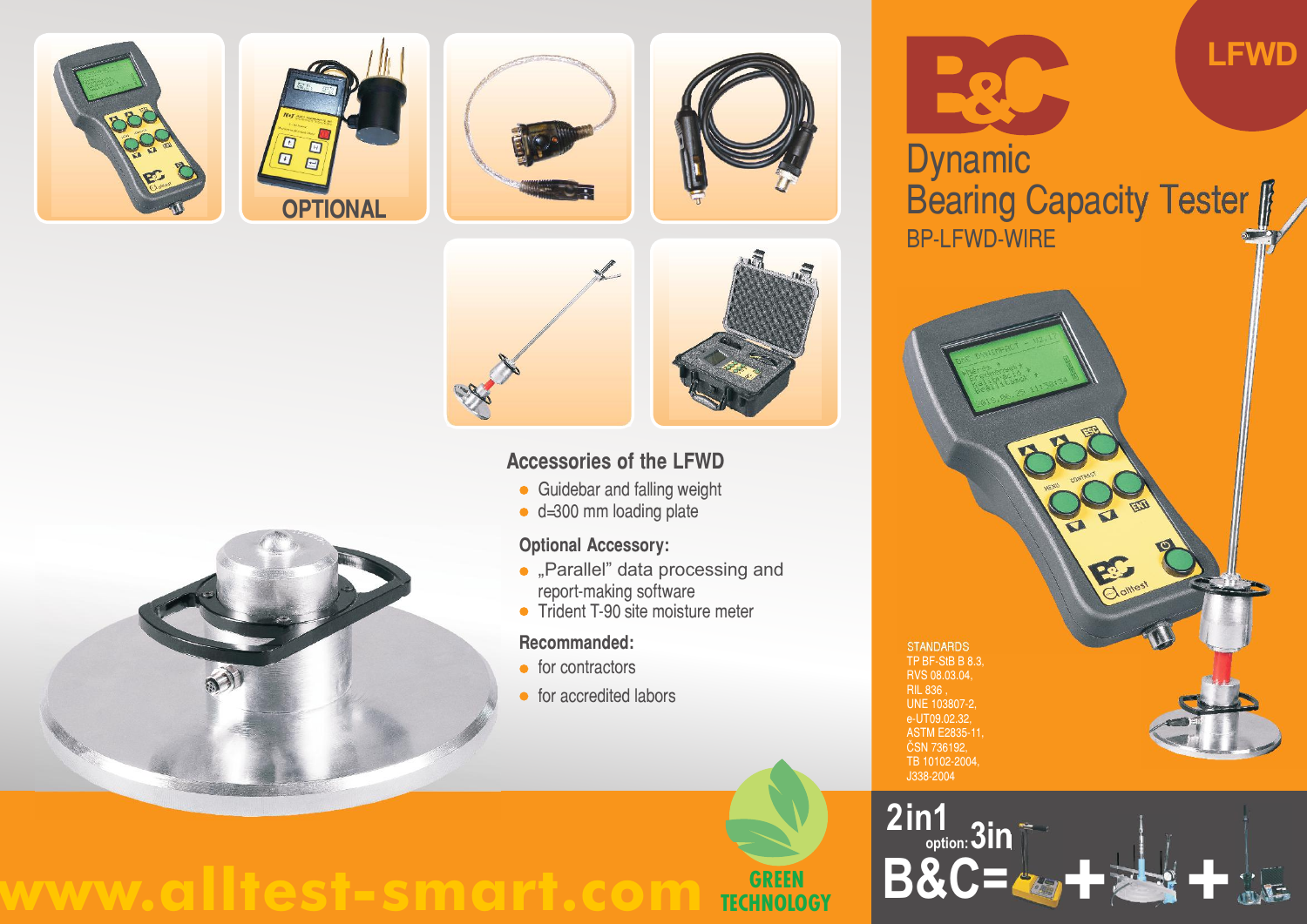OPTIONAL

## Accessories of the LFWD

- Guidebar and falling weight
- d=300 mm loading plate

### Optional Accessory:

- „Parallel" data processing and report-making software
- Trident T-90 site moisture meter

### Recommanded:

- for contractors
- for accredited labors

www.alltest-smart.com

GREEN TECHNOLOGY

LFWD

# Dynamic Bearing Capacity Tester

BP-LFWD-WIRE

STANDARDS
TP BF-StB B 8.3,
RVS 08.03.04,
RIL 836 ,
UNE 103807-2,
e-UT09.02.32,
ASTM E2835-11,
ČSN 736192,
TB 10102-2004,
J338-2004

2in1 option: 3in

B&C= + +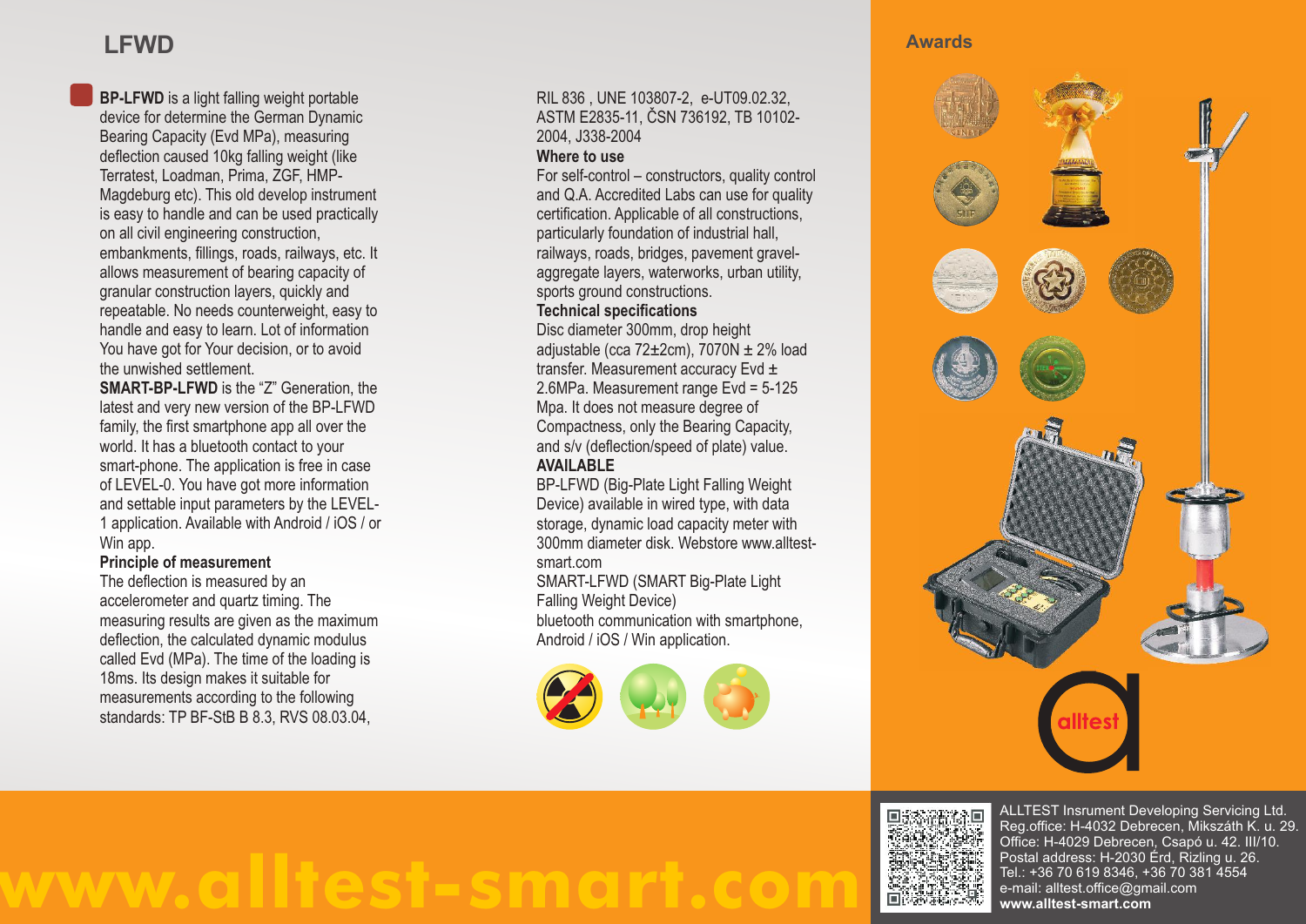# LFWD

**BP-LFWD** is a light falling weight portable device for determine the German Dynamic Bearing Capacity (Evd MPa), measuring deflection caused 10kg falling weight (like Terratest, Loadman, Prima, ZGF, HMP-Magdeburg etc). This old develop instrument is easy to handle and can be used practically on all civil engineering construction, embankments, fillings, roads, railways, etc. It allows measurement of bearing capacity of granular construction layers, quickly and repeatable. No needs counterweight, easy to handle and easy to learn. Lot of information You have got for Your decision, or to avoid the unwished settlement.

**SMART-BP-LFWD** is the "Z" Generation, the latest and very new version of the BP-LFWD family, the first smartphone app all over the world. It has a bluetooth contact to your smart-phone. The application is free in case of LEVEL-0. You have got more information and settable input parameters by the LEVEL-1 application. Available with Android / iOS / or Win app.

**Principle of measurement**

The deflection is measured by an accelerometer and quartz timing. The measuring results are given as the maximum deflection, the calculated dynamic modulus called Evd (MPa). The time of the loading is 18ms. Its design makes it suitable for measurements according to the following standards: TP BF-StB B 8.3, RVS 08.03.04, RIL 836 , UNE 103807-2, e-UT09.02.32, ASTM E2835-11, ČSN 736192, TB 10102-2004, J338-2004

**Where to use**

For self-control – constructors, quality control and Q.A. Accredited Labs can use for quality certification. Applicable of all constructions, particularly foundation of industrial hall, railways, roads, bridges, pavement gravel-aggregate layers, waterworks, urban utility, sports ground constructions.

**Technical specifications**

Disc diameter 300mm, drop height adjustable (cca 72±2cm), 7070N ± 2% load transfer. Measurement accuracy Evd ± 2.6MPa. Measurement range Evd = 5-125 Mpa. It does not measure degree of Compactness, only the Bearing Capacity, and s/v (deflection/speed of plate) value.

**AVAILABLE**

BP-LFWD (Big-Plate Light Falling Weight Device) available in wired type, with data storage, dynamic load capacity meter with 300mm diameter disk. Webstore www.alltest-smart.com

SMART-LFWD (SMART Big-Plate Light Falling Weight Device)

bluetooth communication with smartphone, Android / iOS / Win application.

## Awards

alltest

www.alltest-smart.com

ALLTEST Insrument Developing Servicing Ltd.
Reg.office: H-4032 Debrecen, Mikszáth K. u. 29.
Office: H-4029 Debrecen, Csapó u. 42. III/10.
Postal address: H-2030 Érd, Rizling u. 26.
Tel.: +36 70 619 8346, +36 70 381 4554
e-mail: alltest.office@gmail.com
**www.alltest-smart.com**